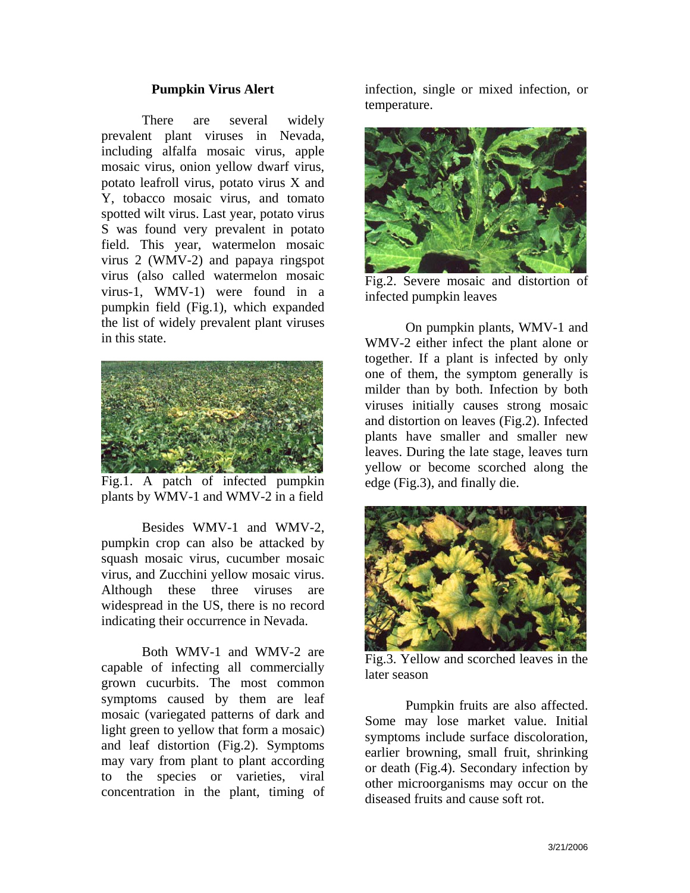# Pumpkin Virus Alert

There are several widely prevalent plant viruses in Nevada, including alfalfa mosaic virus, apple mosaic virus, onion yellow dwarf virus, potato leafroll virus, potato virus X and Y, tobacco mosaic virus, and tomato spotted wilt virus. Last year, potato virus S was found very prevalent in potato field. This year, watermelon mosaic virus 2 (WMV-2) and papaya ringspot virus (also called watermelon mosaic virus-1, WMV-1) were found in a pumpkin field (Fig.1), which expanded the list of widely prevalent plant viruses in this state.

Fig.1. A patch of infected pumpkin plants by WMV-1 and WMV-2 in a field

Besides WMV-1 and WMV-2, pumpkin crop can also be attacked by squash mosaic virus, cucumber mosaic virus, and Zucchini yellow mosaic virus. Although these three viruses are widespread in the US, there is no record indicating their occurrence in Nevada.

Both WMV-1 and WMV-2 are capable of infecting all commercially grown cucurbits. The most common symptoms caused by them are leaf mosaic (variegated patterns of dark and light green to yellow that form a mosaic) and leaf distortion (Fig.2). Symptoms may vary from plant to plant according to the species or varieties, viral concentration in the plant, timing of infection, single or mixed infection, or temperature.

Fig.2. Severe mosaic and distortion of infected pumpkin leaves

On pumpkin plants, WMV-1 and WMV-2 either infect the plant alone or together. If a plant is infected by only one of them, the symptom generally is milder than by both. Infection by both viruses initially causes strong mosaic and distortion on leaves (Fig.2). Infected plants have smaller and smaller new leaves. During the late stage, leaves turn yellow or become scorched along the edge (Fig.3), and finally die.

Fig.3. Yellow and scorched leaves in the later season

Pumpkin fruits are also affected. Some may lose market value. Initial symptoms include surface discoloration, earlier browning, small fruit, shrinking or death (Fig.4). Secondary infection by other microorganisms may occur on the diseased fruits and cause soft rot.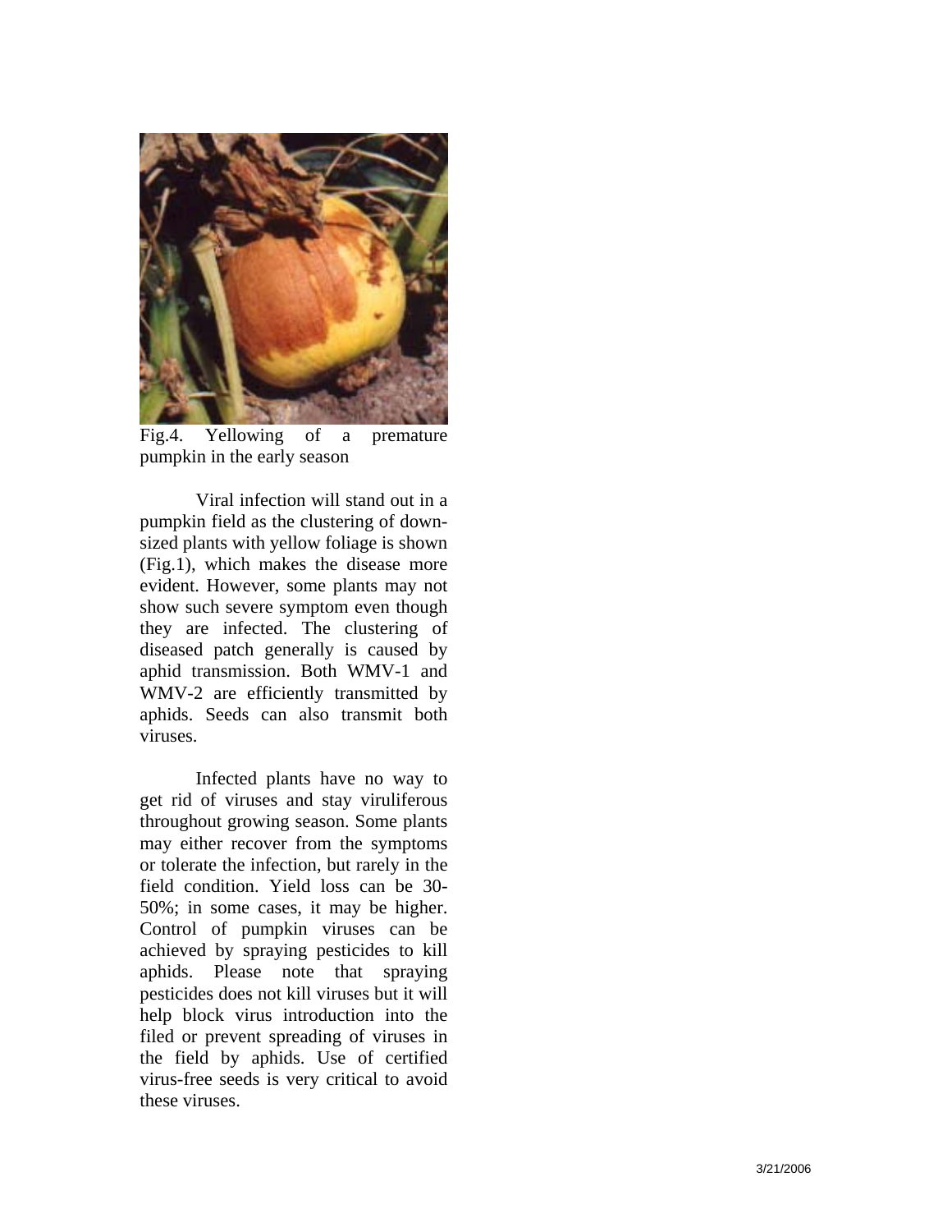Fig.4. Yellowing of a premature pumpkin in the early season

Viral infection will stand out in a pumpkin field as the clustering of down-sized plants with yellow foliage is shown (Fig.1), which makes the disease more evident. However, some plants may not show such severe symptom even though they are infected. The clustering of diseased patch generally is caused by aphid transmission. Both WMV-1 and WMV-2 are efficiently transmitted by aphids. Seeds can also transmit both viruses.

Infected plants have no way to get rid of viruses and stay viruliferous throughout growing season. Some plants may either recover from the symptoms or tolerate the infection, but rarely in the field condition. Yield loss can be 30-50%; in some cases, it may be higher. Control of pumpkin viruses can be achieved by spraying pesticides to kill aphids. Please note that spraying pesticides does not kill viruses but it will help block virus introduction into the filed or prevent spreading of viruses in the field by aphids. Use of certified virus-free seeds is very critical to avoid these viruses.